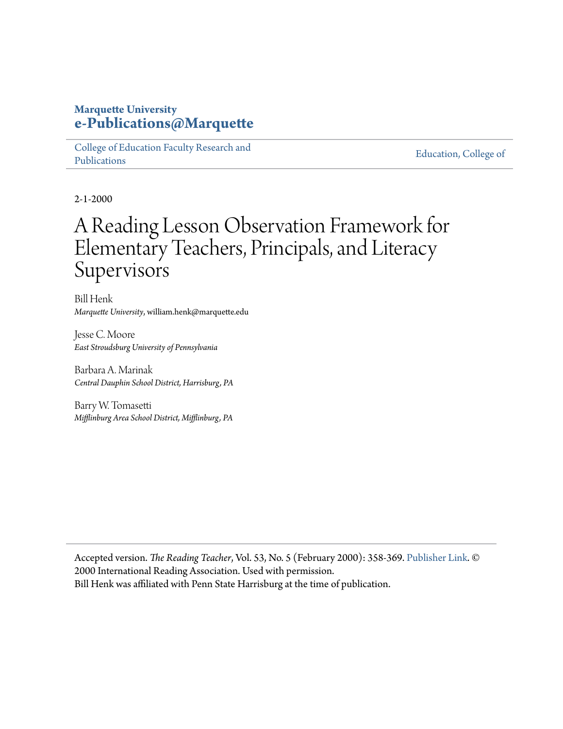**Marquette University**
**e-Publications@Marquette**

College of Education Faculty Research and Publications | Education, College of

2-1-2000

# A Reading Lesson Observation Framework for Elementary Teachers, Principals, and Literacy Supervisors

Bill Henk
*Marquette University*, william.henk@marquette.edu

Jesse C. Moore
*East Stroudsburg University of Pennsylvania*

Barbara A. Marinak
*Central Dauphin School District, Harrisburg, PA*

Barry W. Tomasetti
*Mifflinburg Area School District, Mifflinburg, PA*

Accepted version. *The Reading Teacher*, Vol. 53, No. 5 (February 2000): 358-369. Publisher Link. © 2000 International Reading Association. Used with permission.
Bill Henk was affiliated with Penn State Harrisburg at the time of publication.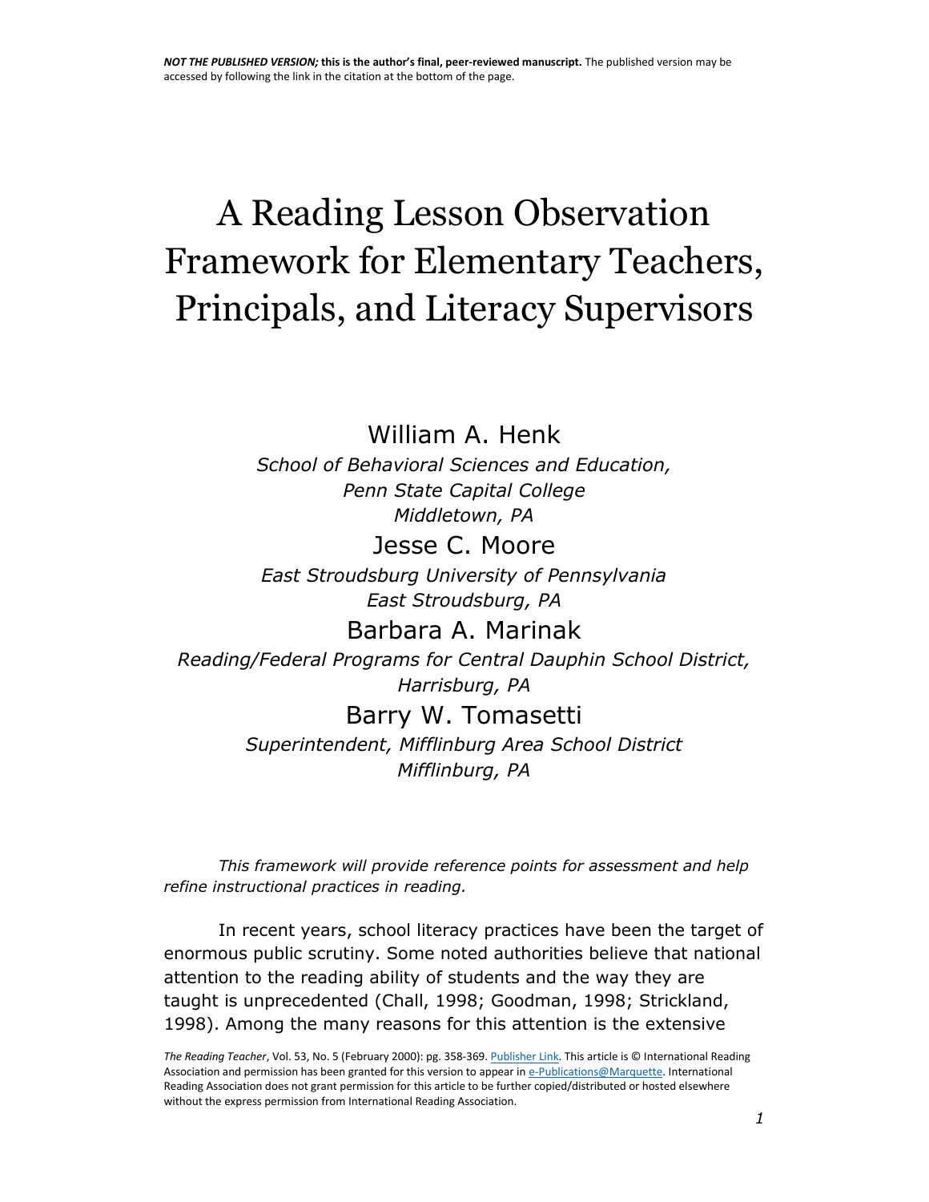*NOT THE PUBLISHED VERSION;* **this is the author's final, peer-reviewed manuscript.** The published version may be accessed by following the link in the citation at the bottom of the page.

# A Reading Lesson Observation Framework for Elementary Teachers, Principals, and Literacy Supervisors

William A. Henk
*School of Behavioral Sciences and Education,*
*Penn State Capital College*
*Middletown, PA*

Jesse C. Moore
*East Stroudsburg University of Pennsylvania*
*East Stroudsburg, PA*

Barbara A. Marinak
*Reading/Federal Programs for Central Dauphin School District,*
*Harrisburg, PA*

Barry W. Tomasetti
*Superintendent, Mifflinburg Area School District*
*Mifflinburg, PA*

*This framework will provide reference points for assessment and help refine instructional practices in reading.*

In recent years, school literacy practices have been the target of enormous public scrutiny. Some noted authorities believe that national attention to the reading ability of students and the way they are taught is unprecedented (Chall, 1998; Goodman, 1998; Strickland, 1998). Among the many reasons for this attention is the extensive

*The Reading Teacher*, Vol. 53, No. 5 (February 2000): pg. 358-369. Publisher Link. This article is © International Reading Association and permission has been granted for this version to appear in e-Publications@Marquette. International Reading Association does not grant permission for this article to be further copied/distributed or hosted elsewhere without the express permission from International Reading Association.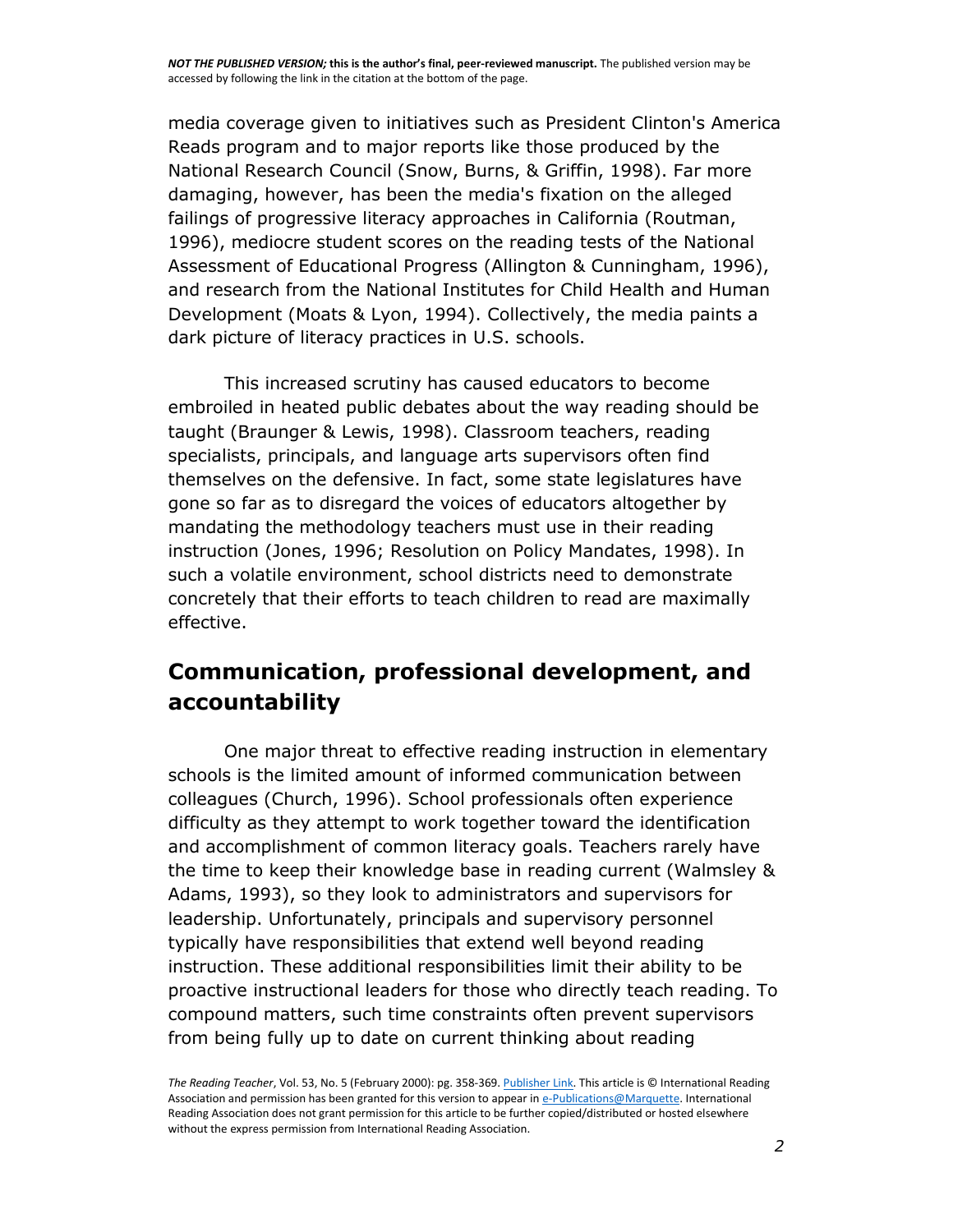media coverage given to initiatives such as President Clinton's America Reads program and to major reports like those produced by the National Research Council (Snow, Burns, & Griffin, 1998). Far more damaging, however, has been the media's fixation on the alleged failings of progressive literacy approaches in California (Routman, 1996), mediocre student scores on the reading tests of the National Assessment of Educational Progress (Allington & Cunningham, 1996), and research from the National Institutes for Child Health and Human Development (Moats & Lyon, 1994). Collectively, the media paints a dark picture of literacy practices in U.S. schools.

This increased scrutiny has caused educators to become embroiled in heated public debates about the way reading should be taught (Braunger & Lewis, 1998). Classroom teachers, reading specialists, principals, and language arts supervisors often find themselves on the defensive. In fact, some state legislatures have gone so far as to disregard the voices of educators altogether by mandating the methodology teachers must use in their reading instruction (Jones, 1996; Resolution on Policy Mandates, 1998). In such a volatile environment, school districts need to demonstrate concretely that their efforts to teach children to read are maximally effective.

## Communication, professional development, and accountability

One major threat to effective reading instruction in elementary schools is the limited amount of informed communication between colleagues (Church, 1996). School professionals often experience difficulty as they attempt to work together toward the identification and accomplishment of common literacy goals. Teachers rarely have the time to keep their knowledge base in reading current (Walmsley & Adams, 1993), so they look to administrators and supervisors for leadership. Unfortunately, principals and supervisory personnel typically have responsibilities that extend well beyond reading instruction. These additional responsibilities limit their ability to be proactive instructional leaders for those who directly teach reading. To compound matters, such time constraints often prevent supervisors from being fully up to date on current thinking about reading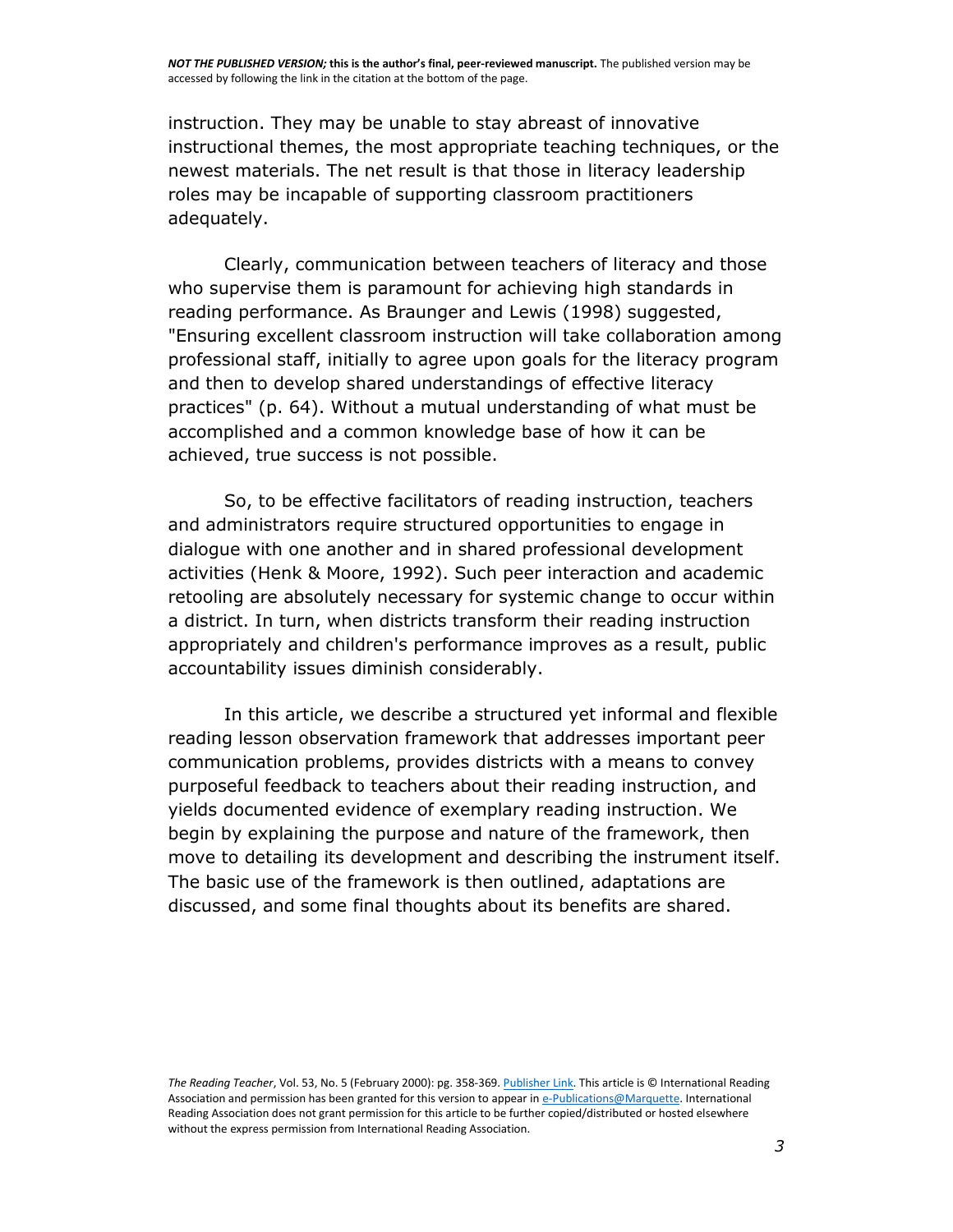instruction. They may be unable to stay abreast of innovative instructional themes, the most appropriate teaching techniques, or the newest materials. The net result is that those in literacy leadership roles may be incapable of supporting classroom practitioners adequately.

Clearly, communication between teachers of literacy and those who supervise them is paramount for achieving high standards in reading performance. As Braunger and Lewis (1998) suggested, "Ensuring excellent classroom instruction will take collaboration among professional staff, initially to agree upon goals for the literacy program and then to develop shared understandings of effective literacy practices" (p. 64). Without a mutual understanding of what must be accomplished and a common knowledge base of how it can be achieved, true success is not possible.

So, to be effective facilitators of reading instruction, teachers and administrators require structured opportunities to engage in dialogue with one another and in shared professional development activities (Henk & Moore, 1992). Such peer interaction and academic retooling are absolutely necessary for systemic change to occur within a district. In turn, when districts transform their reading instruction appropriately and children's performance improves as a result, public accountability issues diminish considerably.

In this article, we describe a structured yet informal and flexible reading lesson observation framework that addresses important peer communication problems, provides districts with a means to convey purposeful feedback to teachers about their reading instruction, and yields documented evidence of exemplary reading instruction. We begin by explaining the purpose and nature of the framework, then move to detailing its development and describing the instrument itself. The basic use of the framework is then outlined, adaptations are discussed, and some final thoughts about its benefits are shared.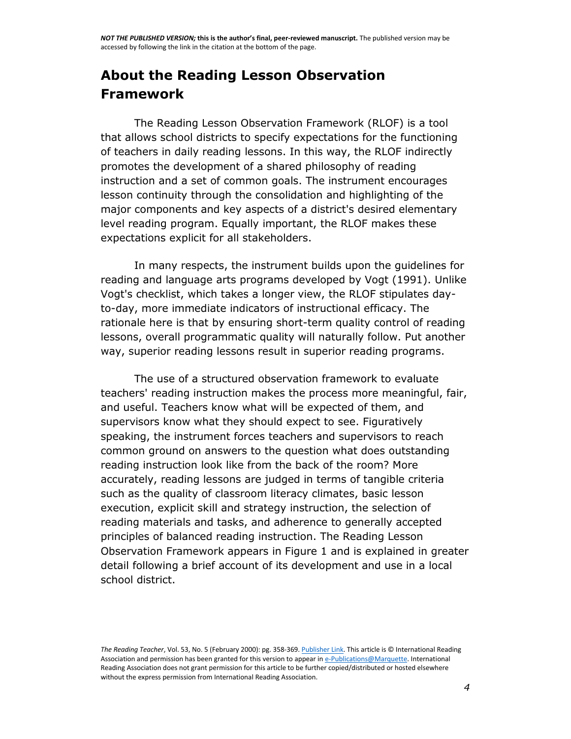## About the Reading Lesson Observation Framework

The Reading Lesson Observation Framework (RLOF) is a tool that allows school districts to specify expectations for the functioning of teachers in daily reading lessons. In this way, the RLOF indirectly promotes the development of a shared philosophy of reading instruction and a set of common goals. The instrument encourages lesson continuity through the consolidation and highlighting of the major components and key aspects of a district's desired elementary level reading program. Equally important, the RLOF makes these expectations explicit for all stakeholders.

In many respects, the instrument builds upon the guidelines for reading and language arts programs developed by Vogt (1991). Unlike Vogt's checklist, which takes a longer view, the RLOF stipulates day-to-day, more immediate indicators of instructional efficacy. The rationale here is that by ensuring short-term quality control of reading lessons, overall programmatic quality will naturally follow. Put another way, superior reading lessons result in superior reading programs.

The use of a structured observation framework to evaluate teachers' reading instruction makes the process more meaningful, fair, and useful. Teachers know what will be expected of them, and supervisors know what they should expect to see. Figuratively speaking, the instrument forces teachers and supervisors to reach common ground on answers to the question what does outstanding reading instruction look like from the back of the room? More accurately, reading lessons are judged in terms of tangible criteria such as the quality of classroom literacy climates, basic lesson execution, explicit skill and strategy instruction, the selection of reading materials and tasks, and adherence to generally accepted principles of balanced reading instruction. The Reading Lesson Observation Framework appears in Figure 1 and is explained in greater detail following a brief account of its development and use in a local school district.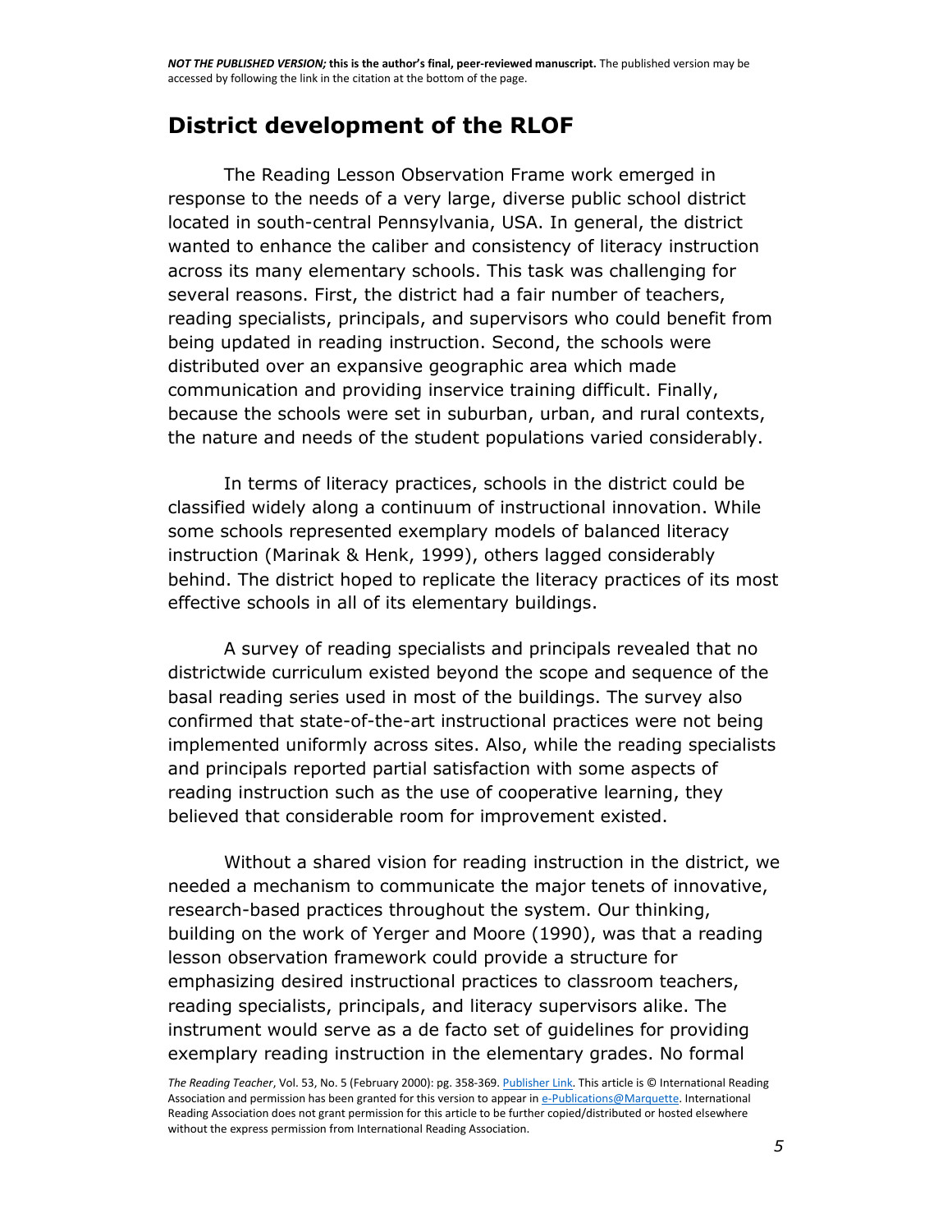## District development of the RLOF

The Reading Lesson Observation Frame work emerged in response to the needs of a very large, diverse public school district located in south-central Pennsylvania, USA. In general, the district wanted to enhance the caliber and consistency of literacy instruction across its many elementary schools. This task was challenging for several reasons. First, the district had a fair number of teachers, reading specialists, principals, and supervisors who could benefit from being updated in reading instruction. Second, the schools were distributed over an expansive geographic area which made communication and providing inservice training difficult. Finally, because the schools were set in suburban, urban, and rural contexts, the nature and needs of the student populations varied considerably.

In terms of literacy practices, schools in the district could be classified widely along a continuum of instructional innovation. While some schools represented exemplary models of balanced literacy instruction (Marinak & Henk, 1999), others lagged considerably behind. The district hoped to replicate the literacy practices of its most effective schools in all of its elementary buildings.

A survey of reading specialists and principals revealed that no districtwide curriculum existed beyond the scope and sequence of the basal reading series used in most of the buildings. The survey also confirmed that state-of-the-art instructional practices were not being implemented uniformly across sites. Also, while the reading specialists and principals reported partial satisfaction with some aspects of reading instruction such as the use of cooperative learning, they believed that considerable room for improvement existed.

Without a shared vision for reading instruction in the district, we needed a mechanism to communicate the major tenets of innovative, research-based practices throughout the system. Our thinking, building on the work of Yerger and Moore (1990), was that a reading lesson observation framework could provide a structure for emphasizing desired instructional practices to classroom teachers, reading specialists, principals, and literacy supervisors alike. The instrument would serve as a de facto set of guidelines for providing exemplary reading instruction in the elementary grades. No formal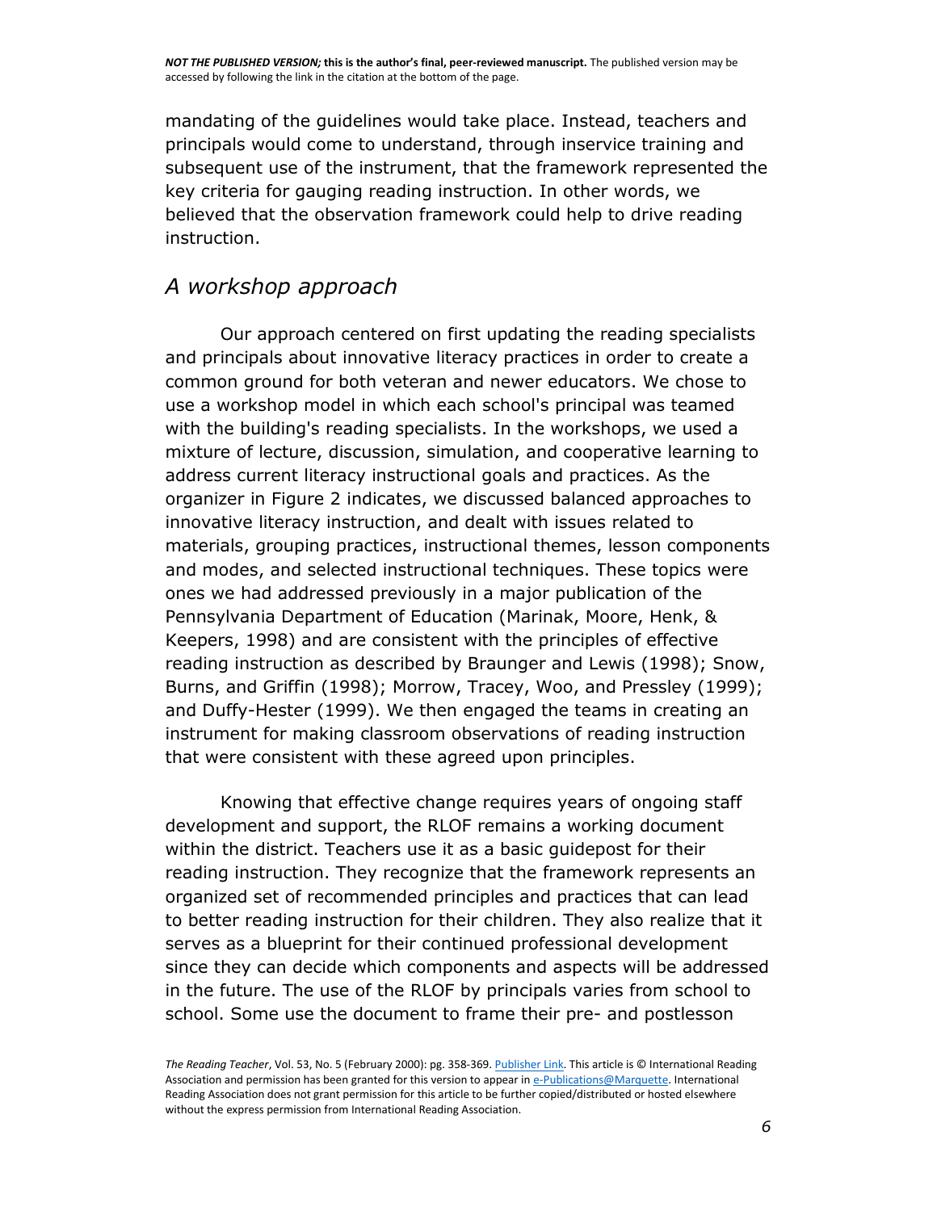mandating of the guidelines would take place. Instead, teachers and principals would come to understand, through inservice training and subsequent use of the instrument, that the framework represented the key criteria for gauging reading instruction. In other words, we believed that the observation framework could help to drive reading instruction.

## *A workshop approach*

Our approach centered on first updating the reading specialists and principals about innovative literacy practices in order to create a common ground for both veteran and newer educators. We chose to use a workshop model in which each school's principal was teamed with the building's reading specialists. In the workshops, we used a mixture of lecture, discussion, simulation, and cooperative learning to address current literacy instructional goals and practices. As the organizer in Figure 2 indicates, we discussed balanced approaches to innovative literacy instruction, and dealt with issues related to materials, grouping practices, instructional themes, lesson components and modes, and selected instructional techniques. These topics were ones we had addressed previously in a major publication of the Pennsylvania Department of Education (Marinak, Moore, Henk, & Keepers, 1998) and are consistent with the principles of effective reading instruction as described by Braunger and Lewis (1998); Snow, Burns, and Griffin (1998); Morrow, Tracey, Woo, and Pressley (1999); and Duffy-Hester (1999). We then engaged the teams in creating an instrument for making classroom observations of reading instruction that were consistent with these agreed upon principles.

Knowing that effective change requires years of ongoing staff development and support, the RLOF remains a working document within the district. Teachers use it as a basic guidepost for their reading instruction. They recognize that the framework represents an organized set of recommended principles and practices that can lead to better reading instruction for their children. They also realize that it serves as a blueprint for their continued professional development since they can decide which components and aspects will be addressed in the future. The use of the RLOF by principals varies from school to school. Some use the document to frame their pre- and postlesson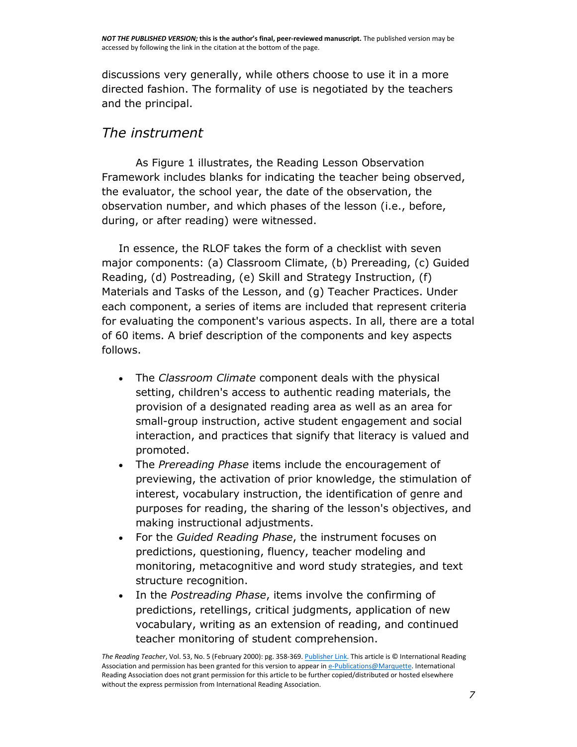discussions very generally, while others choose to use it in a more directed fashion. The formality of use is negotiated by the teachers and the principal.

## *The instrument*

As Figure 1 illustrates, the Reading Lesson Observation Framework includes blanks for indicating the teacher being observed, the evaluator, the school year, the date of the observation, the observation number, and which phases of the lesson (i.e., before, during, or after reading) were witnessed.

In essence, the RLOF takes the form of a checklist with seven major components: (a) Classroom Climate, (b) Prereading, (c) Guided Reading, (d) Postreading, (e) Skill and Strategy Instruction, (f) Materials and Tasks of the Lesson, and (g) Teacher Practices. Under each component, a series of items are included that represent criteria for evaluating the component's various aspects. In all, there are a total of 60 items. A brief description of the components and key aspects follows.

- The *Classroom Climate* component deals with the physical setting, children's access to authentic reading materials, the provision of a designated reading area as well as an area for small-group instruction, active student engagement and social interaction, and practices that signify that literacy is valued and promoted.
- The *Prereading Phase* items include the encouragement of previewing, the activation of prior knowledge, the stimulation of interest, vocabulary instruction, the identification of genre and purposes for reading, the sharing of the lesson's objectives, and making instructional adjustments.
- For the *Guided Reading Phase*, the instrument focuses on predictions, questioning, fluency, teacher modeling and monitoring, metacognitive and word study strategies, and text structure recognition.
- In the *Postreading Phase*, items involve the confirming of predictions, retellings, critical judgments, application of new vocabulary, writing as an extension of reading, and continued teacher monitoring of student comprehension.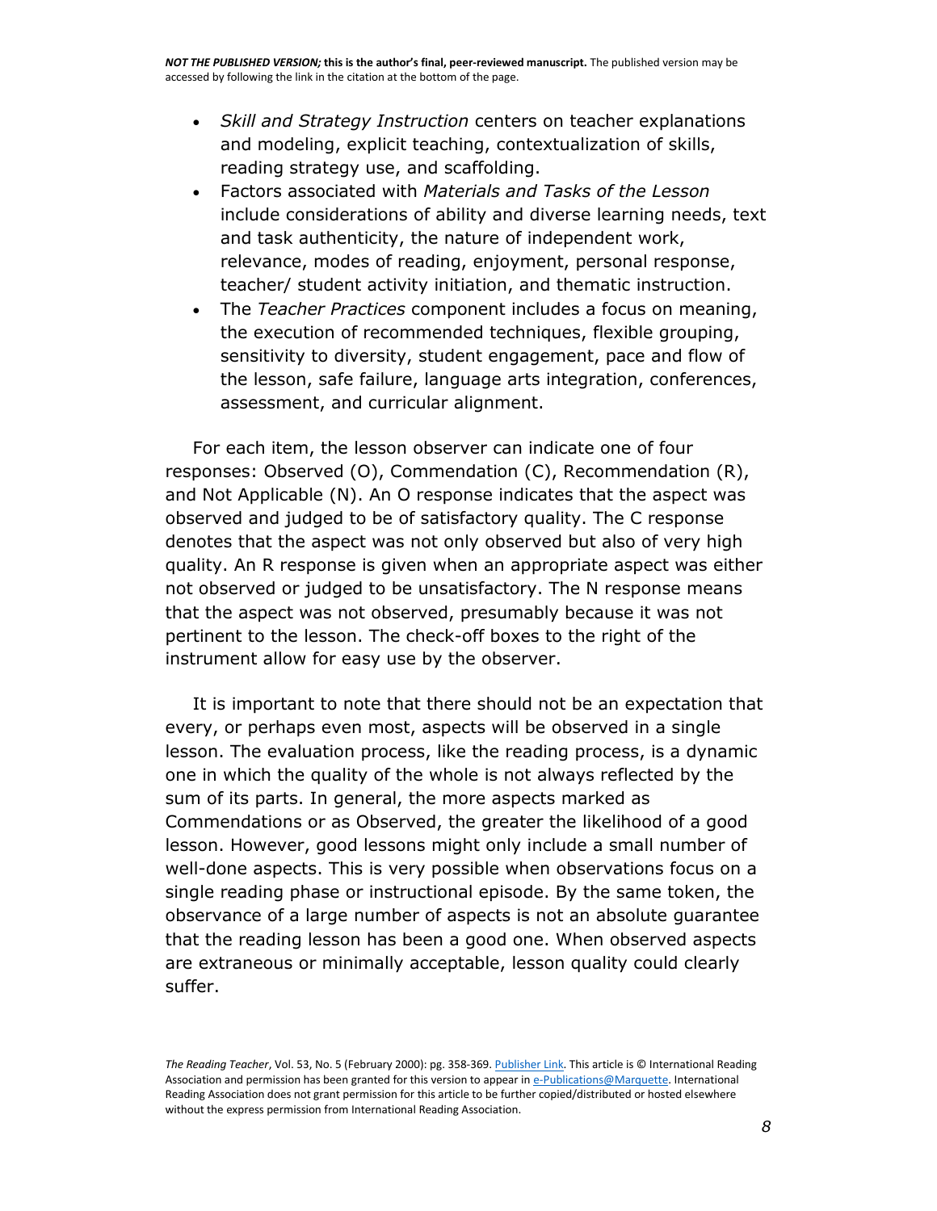- *Skill and Strategy Instruction* centers on teacher explanations and modeling, explicit teaching, contextualization of skills, reading strategy use, and scaffolding.
- Factors associated with *Materials and Tasks of the Lesson* include considerations of ability and diverse learning needs, text and task authenticity, the nature of independent work, relevance, modes of reading, enjoyment, personal response, teacher/ student activity initiation, and thematic instruction.
- The *Teacher Practices* component includes a focus on meaning, the execution of recommended techniques, flexible grouping, sensitivity to diversity, student engagement, pace and flow of the lesson, safe failure, language arts integration, conferences, assessment, and curricular alignment.

For each item, the lesson observer can indicate one of four responses: Observed (O), Commendation (C), Recommendation (R), and Not Applicable (N). An O response indicates that the aspect was observed and judged to be of satisfactory quality. The C response denotes that the aspect was not only observed but also of very high quality. An R response is given when an appropriate aspect was either not observed or judged to be unsatisfactory. The N response means that the aspect was not observed, presumably because it was not pertinent to the lesson. The check-off boxes to the right of the instrument allow for easy use by the observer.

It is important to note that there should not be an expectation that every, or perhaps even most, aspects will be observed in a single lesson. The evaluation process, like the reading process, is a dynamic one in which the quality of the whole is not always reflected by the sum of its parts. In general, the more aspects marked as Commendations or as Observed, the greater the likelihood of a good lesson. However, good lessons might only include a small number of well-done aspects. This is very possible when observations focus on a single reading phase or instructional episode. By the same token, the observance of a large number of aspects is not an absolute guarantee that the reading lesson has been a good one. When observed aspects are extraneous or minimally acceptable, lesson quality could clearly suffer.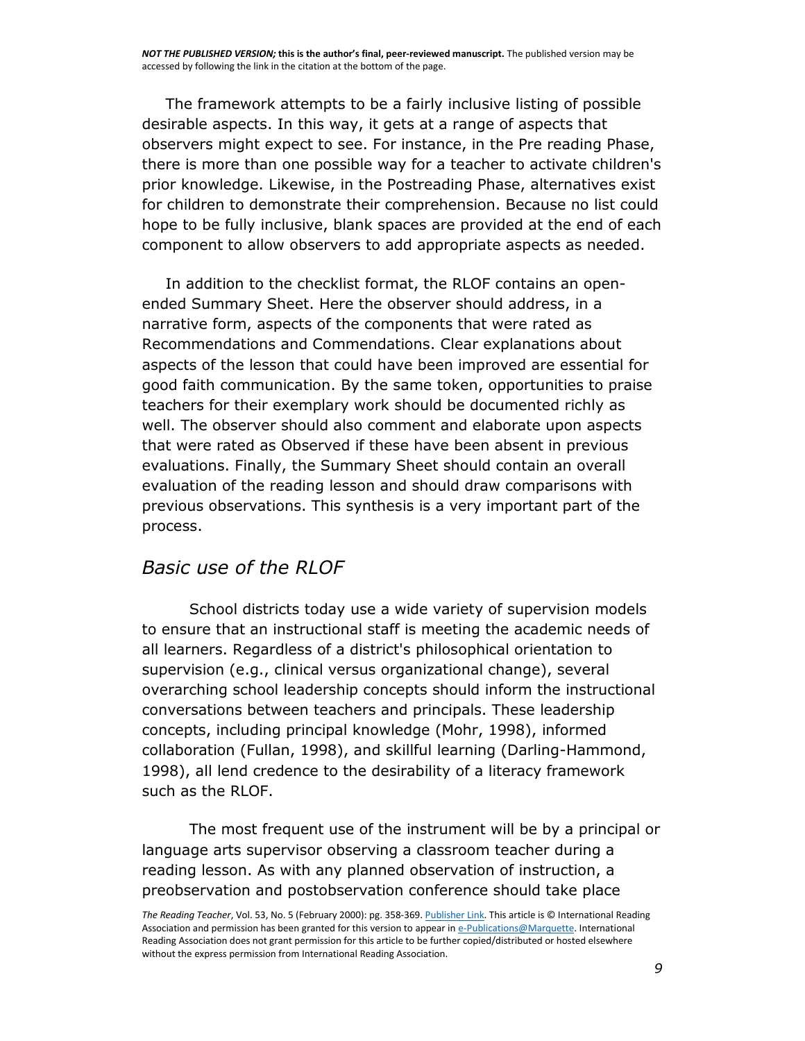The framework attempts to be a fairly inclusive listing of possible desirable aspects. In this way, it gets at a range of aspects that observers might expect to see. For instance, in the Pre reading Phase, there is more than one possible way for a teacher to activate children's prior knowledge. Likewise, in the Postreading Phase, alternatives exist for children to demonstrate their comprehension. Because no list could hope to be fully inclusive, blank spaces are provided at the end of each component to allow observers to add appropriate aspects as needed.

In addition to the checklist format, the RLOF contains an open-ended Summary Sheet. Here the observer should address, in a narrative form, aspects of the components that were rated as Recommendations and Commendations. Clear explanations about aspects of the lesson that could have been improved are essential for good faith communication. By the same token, opportunities to praise teachers for their exemplary work should be documented richly as well. The observer should also comment and elaborate upon aspects that were rated as Observed if these have been absent in previous evaluations. Finally, the Summary Sheet should contain an overall evaluation of the reading lesson and should draw comparisons with previous observations. This synthesis is a very important part of the process.

## *Basic use of the RLOF*

School districts today use a wide variety of supervision models to ensure that an instructional staff is meeting the academic needs of all learners. Regardless of a district's philosophical orientation to supervision (e.g., clinical versus organizational change), several overarching school leadership concepts should inform the instructional conversations between teachers and principals. These leadership concepts, including principal knowledge (Mohr, 1998), informed collaboration (Fullan, 1998), and skillful learning (Darling-Hammond, 1998), all lend credence to the desirability of a literacy framework such as the RLOF.

The most frequent use of the instrument will be by a principal or language arts supervisor observing a classroom teacher during a reading lesson. As with any planned observation of instruction, a preobservation and postobservation conference should take place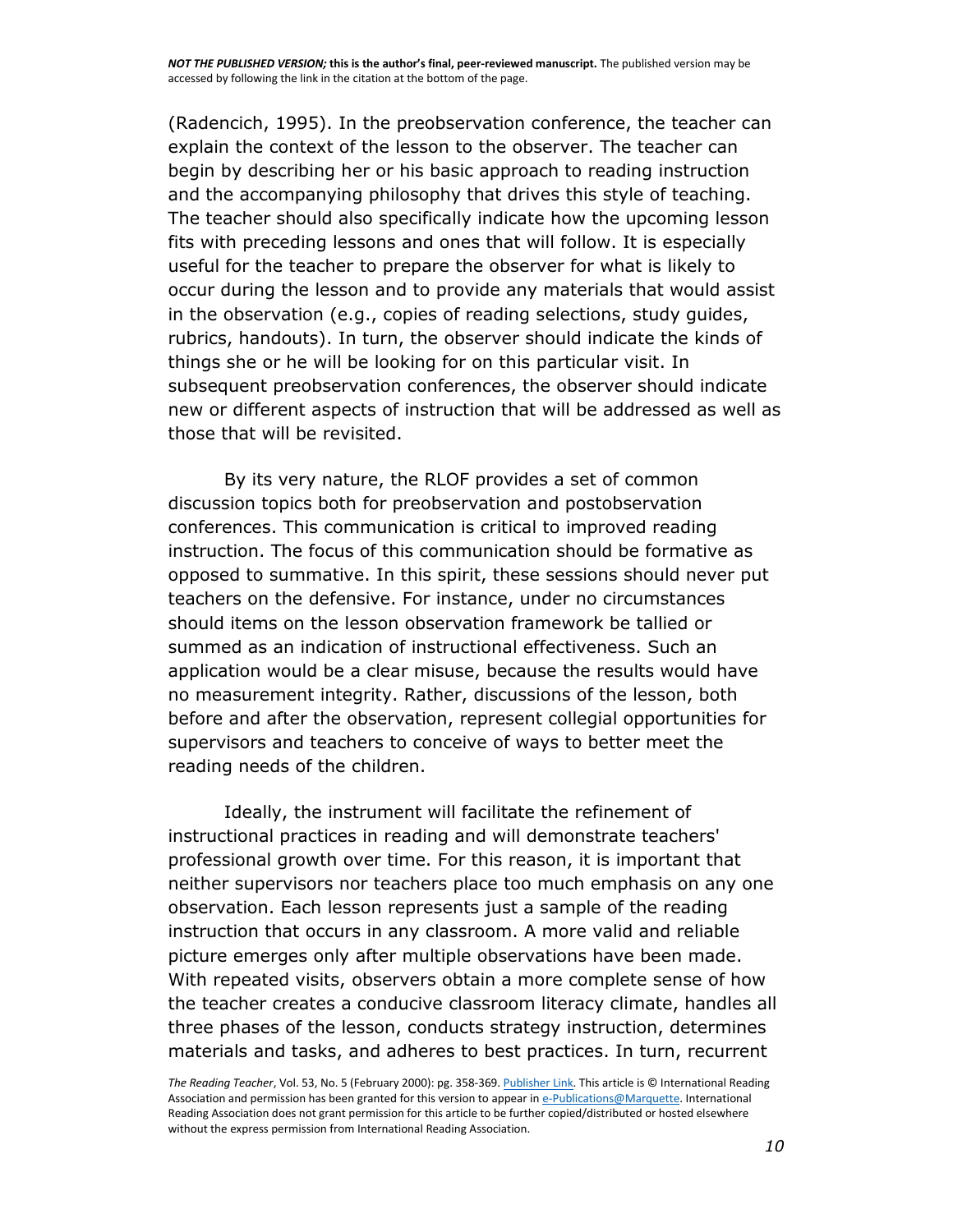(Radencich, 1995). In the preobservation conference, the teacher can explain the context of the lesson to the observer. The teacher can begin by describing her or his basic approach to reading instruction and the accompanying philosophy that drives this style of teaching. The teacher should also specifically indicate how the upcoming lesson fits with preceding lessons and ones that will follow. It is especially useful for the teacher to prepare the observer for what is likely to occur during the lesson and to provide any materials that would assist in the observation (e.g., copies of reading selections, study guides, rubrics, handouts). In turn, the observer should indicate the kinds of things she or he will be looking for on this particular visit. In subsequent preobservation conferences, the observer should indicate new or different aspects of instruction that will be addressed as well as those that will be revisited.

By its very nature, the RLOF provides a set of common discussion topics both for preobservation and postobservation conferences. This communication is critical to improved reading instruction. The focus of this communication should be formative as opposed to summative. In this spirit, these sessions should never put teachers on the defensive. For instance, under no circumstances should items on the lesson observation framework be tallied or summed as an indication of instructional effectiveness. Such an application would be a clear misuse, because the results would have no measurement integrity. Rather, discussions of the lesson, both before and after the observation, represent collegial opportunities for supervisors and teachers to conceive of ways to better meet the reading needs of the children.

Ideally, the instrument will facilitate the refinement of instructional practices in reading and will demonstrate teachers' professional growth over time. For this reason, it is important that neither supervisors nor teachers place too much emphasis on any one observation. Each lesson represents just a sample of the reading instruction that occurs in any classroom. A more valid and reliable picture emerges only after multiple observations have been made. With repeated visits, observers obtain a more complete sense of how the teacher creates a conducive classroom literacy climate, handles all three phases of the lesson, conducts strategy instruction, determines materials and tasks, and adheres to best practices. In turn, recurrent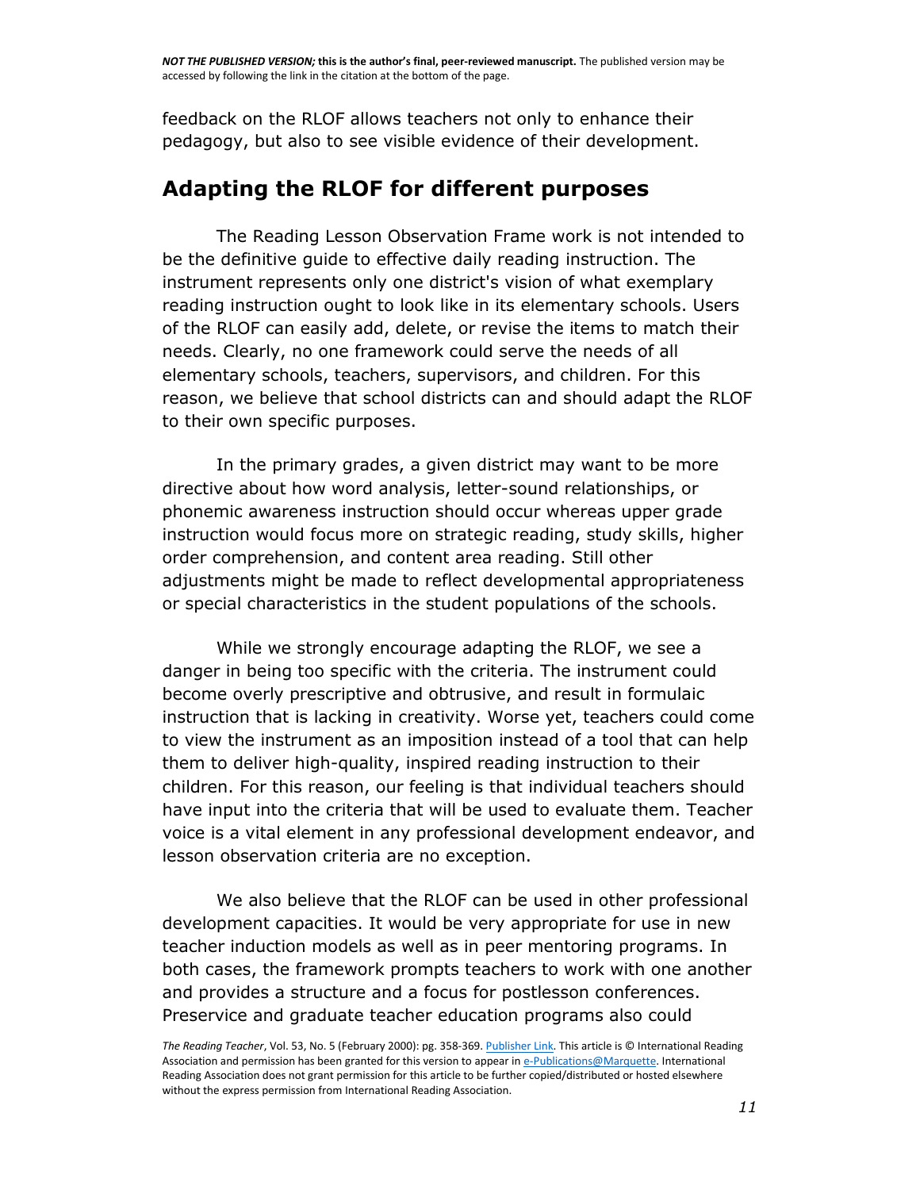feedback on the RLOF allows teachers not only to enhance their pedagogy, but also to see visible evidence of their development.

## Adapting the RLOF for different purposes

The Reading Lesson Observation Frame work is not intended to be the definitive guide to effective daily reading instruction. The instrument represents only one district's vision of what exemplary reading instruction ought to look like in its elementary schools. Users of the RLOF can easily add, delete, or revise the items to match their needs. Clearly, no one framework could serve the needs of all elementary schools, teachers, supervisors, and children. For this reason, we believe that school districts can and should adapt the RLOF to their own specific purposes.

In the primary grades, a given district may want to be more directive about how word analysis, letter-sound relationships, or phonemic awareness instruction should occur whereas upper grade instruction would focus more on strategic reading, study skills, higher order comprehension, and content area reading. Still other adjustments might be made to reflect developmental appropriateness or special characteristics in the student populations of the schools.

While we strongly encourage adapting the RLOF, we see a danger in being too specific with the criteria. The instrument could become overly prescriptive and obtrusive, and result in formulaic instruction that is lacking in creativity. Worse yet, teachers could come to view the instrument as an imposition instead of a tool that can help them to deliver high-quality, inspired reading instruction to their children. For this reason, our feeling is that individual teachers should have input into the criteria that will be used to evaluate them. Teacher voice is a vital element in any professional development endeavor, and lesson observation criteria are no exception.

We also believe that the RLOF can be used in other professional development capacities. It would be very appropriate for use in new teacher induction models as well as in peer mentoring programs. In both cases, the framework prompts teachers to work with one another and provides a structure and a focus for postlesson conferences. Preservice and graduate teacher education programs also could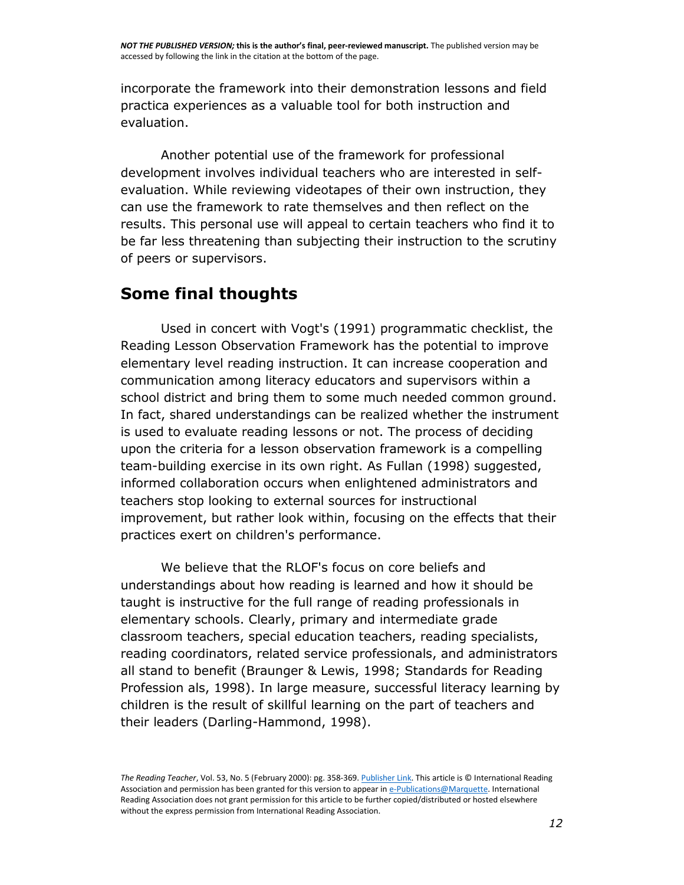incorporate the framework into their demonstration lessons and field practica experiences as a valuable tool for both instruction and evaluation.

Another potential use of the framework for professional development involves individual teachers who are interested in self-evaluation. While reviewing videotapes of their own instruction, they can use the framework to rate themselves and then reflect on the results. This personal use will appeal to certain teachers who find it to be far less threatening than subjecting their instruction to the scrutiny of peers or supervisors.

## Some final thoughts

Used in concert with Vogt's (1991) programmatic checklist, the Reading Lesson Observation Framework has the potential to improve elementary level reading instruction. It can increase cooperation and communication among literacy educators and supervisors within a school district and bring them to some much needed common ground. In fact, shared understandings can be realized whether the instrument is used to evaluate reading lessons or not. The process of deciding upon the criteria for a lesson observation framework is a compelling team-building exercise in its own right. As Fullan (1998) suggested, informed collaboration occurs when enlightened administrators and teachers stop looking to external sources for instructional improvement, but rather look within, focusing on the effects that their practices exert on children's performance.

We believe that the RLOF's focus on core beliefs and understandings about how reading is learned and how it should be taught is instructive for the full range of reading professionals in elementary schools. Clearly, primary and intermediate grade classroom teachers, special education teachers, reading specialists, reading coordinators, related service professionals, and administrators all stand to benefit (Braunger & Lewis, 1998; Standards for Reading Profession als, 1998). In large measure, successful literacy learning by children is the result of skillful learning on the part of teachers and their leaders (Darling-Hammond, 1998).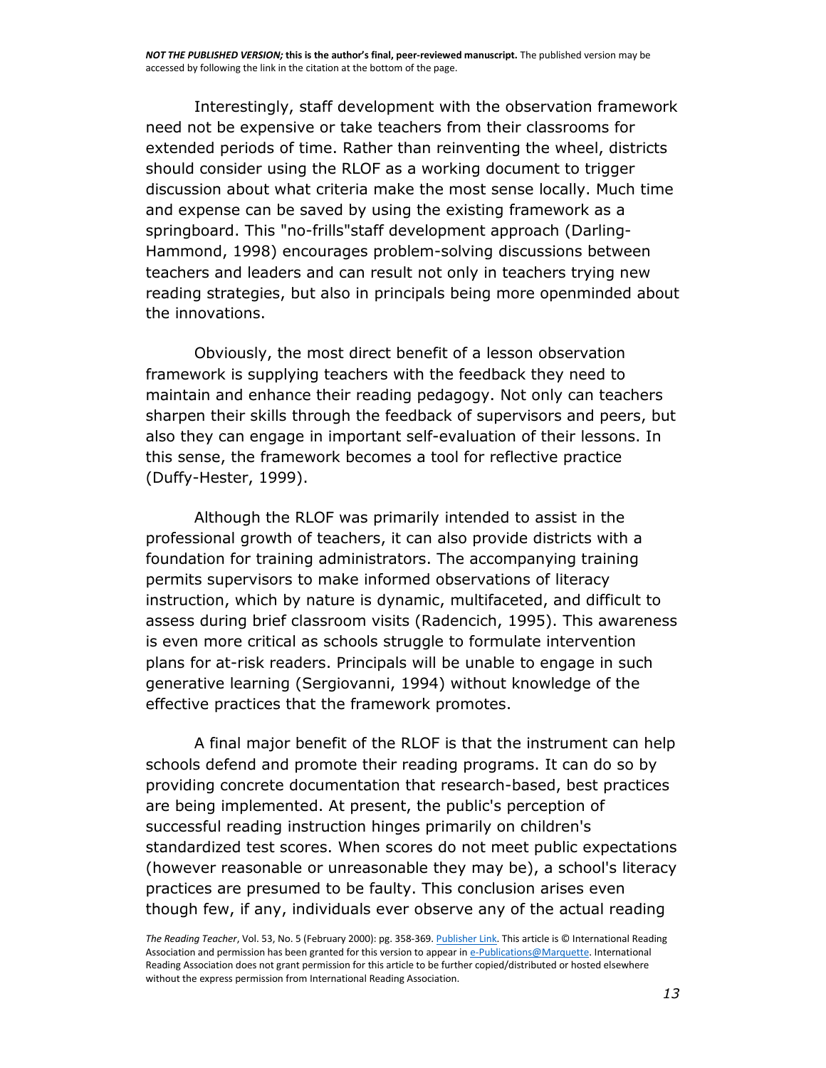Interestingly, staff development with the observation framework need not be expensive or take teachers from their classrooms for extended periods of time. Rather than reinventing the wheel, districts should consider using the RLOF as a working document to trigger discussion about what criteria make the most sense locally. Much time and expense can be saved by using the existing framework as a springboard. This "no-frills"staff development approach (Darling-Hammond, 1998) encourages problem-solving discussions between teachers and leaders and can result not only in teachers trying new reading strategies, but also in principals being more openminded about the innovations.

Obviously, the most direct benefit of a lesson observation framework is supplying teachers with the feedback they need to maintain and enhance their reading pedagogy. Not only can teachers sharpen their skills through the feedback of supervisors and peers, but also they can engage in important self-evaluation of their lessons. In this sense, the framework becomes a tool for reflective practice (Duffy-Hester, 1999).

Although the RLOF was primarily intended to assist in the professional growth of teachers, it can also provide districts with a foundation for training administrators. The accompanying training permits supervisors to make informed observations of literacy instruction, which by nature is dynamic, multifaceted, and difficult to assess during brief classroom visits (Radencich, 1995). This awareness is even more critical as schools struggle to formulate intervention plans for at-risk readers. Principals will be unable to engage in such generative learning (Sergiovanni, 1994) without knowledge of the effective practices that the framework promotes.

A final major benefit of the RLOF is that the instrument can help schools defend and promote their reading programs. It can do so by providing concrete documentation that research-based, best practices are being implemented. At present, the public's perception of successful reading instruction hinges primarily on children's standardized test scores. When scores do not meet public expectations (however reasonable or unreasonable they may be), a school's literacy practices are presumed to be faulty. This conclusion arises even though few, if any, individuals ever observe any of the actual reading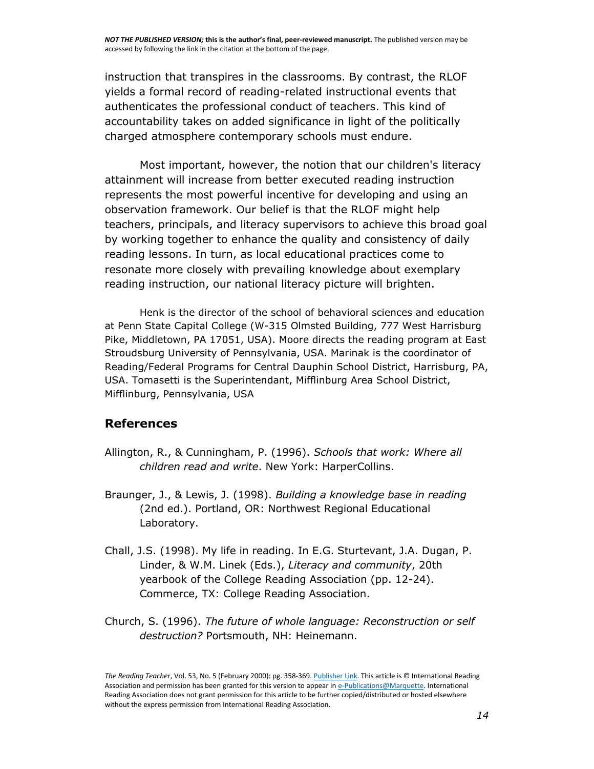instruction that transpires in the classrooms. By contrast, the RLOF yields a formal record of reading-related instructional events that authenticates the professional conduct of teachers. This kind of accountability takes on added significance in light of the politically charged atmosphere contemporary schools must endure.

Most important, however, the notion that our children's literacy attainment will increase from better executed reading instruction represents the most powerful incentive for developing and using an observation framework. Our belief is that the RLOF might help teachers, principals, and literacy supervisors to achieve this broad goal by working together to enhance the quality and consistency of daily reading lessons. In turn, as local educational practices come to resonate more closely with prevailing knowledge about exemplary reading instruction, our national literacy picture will brighten.

Henk is the director of the school of behavioral sciences and education at Penn State Capital College (W-315 Olmsted Building, 777 West Harrisburg Pike, Middletown, PA 17051, USA). Moore directs the reading program at East Stroudsburg University of Pennsylvania, USA. Marinak is the coordinator of Reading/Federal Programs for Central Dauphin School District, Harrisburg, PA, USA. Tomasetti is the Superintendant, Mifflinburg Area School District, Mifflinburg, Pennsylvania, USA

## References

Allington, R., & Cunningham, P. (1996). *Schools that work: Where all children read and write*. New York: HarperCollins.

Braunger, J., & Lewis, J. (1998). *Building a knowledge base in reading* (2nd ed.). Portland, OR: Northwest Regional Educational Laboratory.

Chall, J.S. (1998). My life in reading. In E.G. Sturtevant, J.A. Dugan, P. Linder, & W.M. Linek (Eds.), *Literacy and community*, 20th yearbook of the College Reading Association (pp. 12-24). Commerce, TX: College Reading Association.

Church, S. (1996). *The future of whole language: Reconstruction or self destruction?* Portsmouth, NH: Heinemann.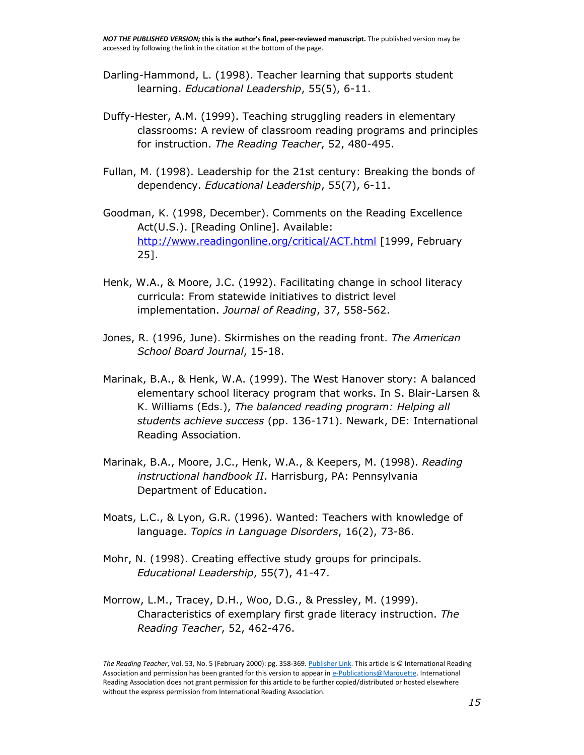Darling-Hammond, L. (1998). Teacher learning that supports student learning. *Educational Leadership*, 55(5), 6-11.

Duffy-Hester, A.M. (1999). Teaching struggling readers in elementary classrooms: A review of classroom reading programs and principles for instruction. *The Reading Teacher*, 52, 480-495.

Fullan, M. (1998). Leadership for the 21st century: Breaking the bonds of dependency. *Educational Leadership*, 55(7), 6-11.

Goodman, K. (1998, December). Comments on the Reading Excellence Act(U.S.). [Reading Online]. Available: http://www.readingonline.org/critical/ACT.html [1999, February 25].

Henk, W.A., & Moore, J.C. (1992). Facilitating change in school literacy curricula: From statewide initiatives to district level implementation. *Journal of Reading*, 37, 558-562.

Jones, R. (1996, June). Skirmishes on the reading front. *The American School Board Journal*, 15-18.

Marinak, B.A., & Henk, W.A. (1999). The West Hanover story: A balanced elementary school literacy program that works. In S. Blair-Larsen & K. Williams (Eds.), *The balanced reading program: Helping all students achieve success* (pp. 136-171). Newark, DE: International Reading Association.

Marinak, B.A., Moore, J.C., Henk, W.A., & Keepers, M. (1998). *Reading instructional handbook II*. Harrisburg, PA: Pennsylvania Department of Education.

Moats, L.C., & Lyon, G.R. (1996). Wanted: Teachers with knowledge of language. *Topics in Language Disorders*, 16(2), 73-86.

Mohr, N. (1998). Creating effective study groups for principals. *Educational Leadership*, 55(7), 41-47.

Morrow, L.M., Tracey, D.H., Woo, D.G., & Pressley, M. (1999). Characteristics of exemplary first grade literacy instruction. *The Reading Teacher*, 52, 462-476.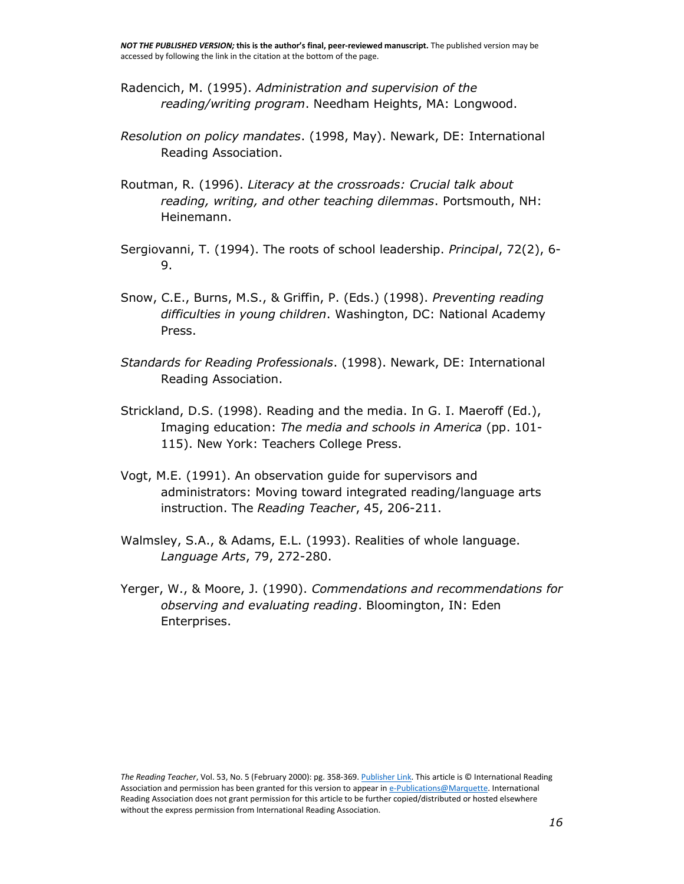Radencich, M. (1995). *Administration and supervision of the reading/writing program*. Needham Heights, MA: Longwood.

*Resolution on policy mandates*. (1998, May). Newark, DE: International Reading Association.

Routman, R. (1996). *Literacy at the crossroads: Crucial talk about reading, writing, and other teaching dilemmas*. Portsmouth, NH: Heinemann.

Sergiovanni, T. (1994). The roots of school leadership. *Principal*, 72(2), 6-9.

Snow, C.E., Burns, M.S., & Griffin, P. (Eds.) (1998). *Preventing reading difficulties in young children*. Washington, DC: National Academy Press.

*Standards for Reading Professionals*. (1998). Newark, DE: International Reading Association.

Strickland, D.S. (1998). Reading and the media. In G. I. Maeroff (Ed.), Imaging education: *The media and schools in America* (pp. 101-115). New York: Teachers College Press.

Vogt, M.E. (1991). An observation guide for supervisors and administrators: Moving toward integrated reading/language arts instruction. The *Reading Teacher*, 45, 206-211.

Walmsley, S.A., & Adams, E.L. (1993). Realities of whole language. *Language Arts*, 79, 272-280.

Yerger, W., & Moore, J. (1990). *Commendations and recommendations for observing and evaluating reading*. Bloomington, IN: Eden Enterprises.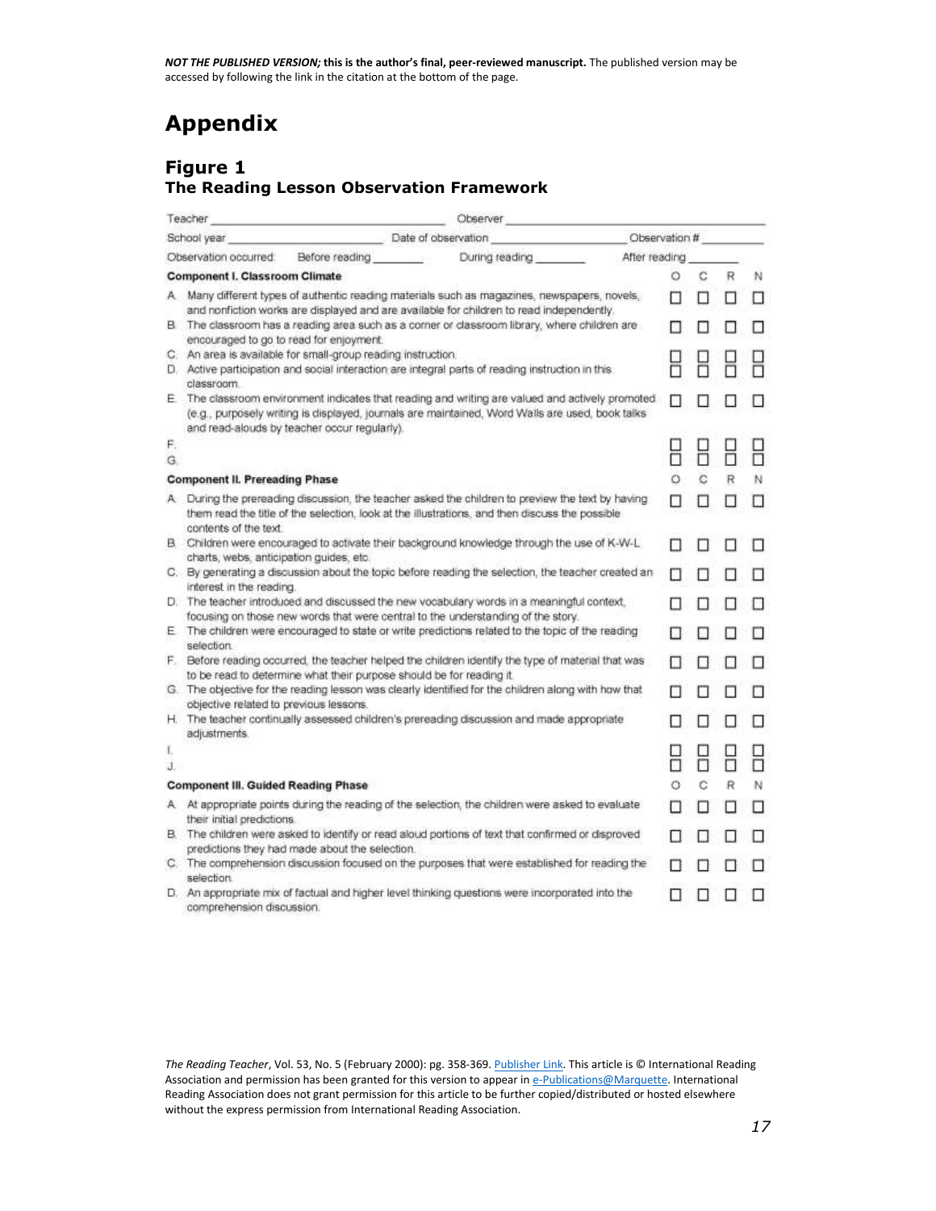*NOT THE PUBLISHED VERSION;* **this is the author's final, peer-reviewed manuscript.** The published version may be accessed by following the link in the citation at the bottom of the page.

# Appendix

## Figure 1
**The Reading Lesson Observation Framework**

Teacher ______________________ Observer ______________________

School year ______________ Date of observation ______________ Observation # ________

Observation occurred: Before reading ________ During reading ________ After reading ________

| **Component I. Classroom Climate** | O | C | R | N |
|---|---|---|---|---|
| A. Many different types of authentic reading materials such as magazines, newspapers, novels, and nonfiction works are displayed and are available for children to read independently. | ☐ | ☐ | ☐ | ☐ |
| B. The classroom has a reading area such as a corner or classroom library, where children are encouraged to go to read for enjoyment. | ☐ | ☐ | ☐ | ☐ |
| C. An area is available for small-group reading instruction. | ☐ | ☐ | ☐ | ☐ |
| D. Active participation and social interaction are integral parts of reading instruction in this classroom. | ☐ | ☐ | ☐ | ☐ |
| E. The classroom environment indicates that reading and writing are valued and actively promoted (e.g., purposely writing is displayed, journals are maintained, Word Walls are used, book talks and read-alouds by teacher occur regularly). | ☐ | ☐ | ☐ | ☐ |
| F. | ☐ | ☐ | ☐ | ☐ |
| G. | ☐ | ☐ | ☐ | ☐ |

| **Component II. Prereading Phase** | O | C | R | N |
|---|---|---|---|---|
| A. During the prereading discussion, the teacher asked the children to preview the text by having them read the title of the selection, look at the illustrations, and then discuss the possible contents of the text. | ☐ | ☐ | ☐ | ☐ |
| B. Children were encouraged to activate their background knowledge through the use of K-W-L charts, webs, anticipation guides, etc. | ☐ | ☐ | ☐ | ☐ |
| C. By generating a discussion about the topic before reading the selection, the teacher created an interest in the reading. | ☐ | ☐ | ☐ | ☐ |
| D. The teacher introduced and discussed the new vocabulary words in a meaningful context, focusing on those new words that were central to the understanding of the story. | ☐ | ☐ | ☐ | ☐ |
| E. The children were encouraged to state or write predictions related to the topic of the reading selection. | ☐ | ☐ | ☐ | ☐ |
| F. Before reading occurred, the teacher helped the children identify the type of material that was to be read to determine what their purpose should be for reading it. | ☐ | ☐ | ☐ | ☐ |
| G. The objective for the reading lesson was clearly identified for the children along with how that objective related to previous lessons. | ☐ | ☐ | ☐ | ☐ |
| H. The teacher continually assessed children's prereading discussion and made appropriate adjustments. | ☐ | ☐ | ☐ | ☐ |
| I. | ☐ | ☐ | ☐ | ☐ |
| J. | ☐ | ☐ | ☐ | ☐ |

| **Component III. Guided Reading Phase** | O | C | R | N |
|---|---|---|---|---|
| A. At appropriate points during the reading of the selection, the children were asked to evaluate their initial predictions. | ☐ | ☐ | ☐ | ☐ |
| B. The children were asked to identify or read aloud portions of text that confirmed or disproved predictions they had made about the selection. | ☐ | ☐ | ☐ | ☐ |
| C. The comprehension discussion focused on the purposes that were established for reading the selection. | ☐ | ☐ | ☐ | ☐ |
| D. An appropriate mix of factual and higher level thinking questions were incorporated into the comprehension discussion. | ☐ | ☐ | ☐ | ☐ |

*The Reading Teacher*, Vol. 53, No. 5 (February 2000): pg. 358-369. Publisher Link. This article is © International Reading Association and permission has been granted for this version to appear in e-Publications@Marquette. International Reading Association does not grant permission for this article to be further copied/distributed or hosted elsewhere without the express permission from International Reading Association.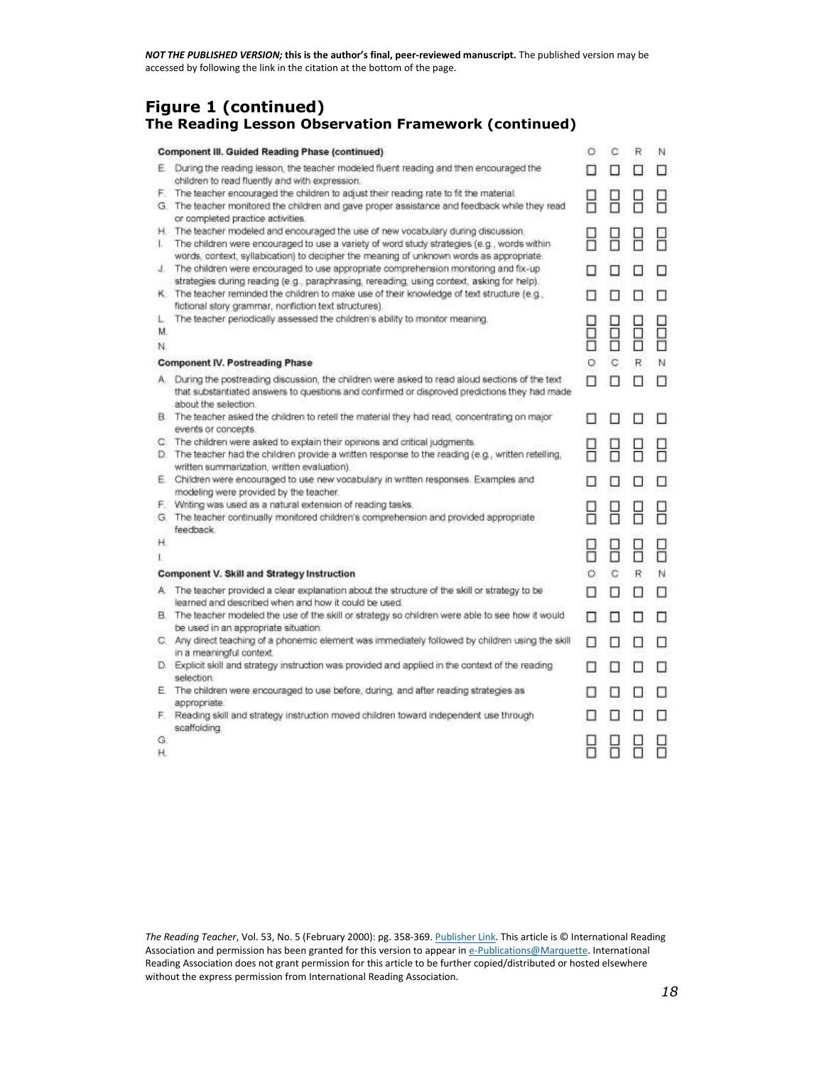*NOT THE PUBLISHED VERSION;* **this is the author's final, peer-reviewed manuscript.** The published version may be accessed by following the link in the citation at the bottom of the page.

## Figure 1 (continued)
### The Reading Lesson Observation Framework (continued)

| Component III. Guided Reading Phase (continued) | O | C | R | N |
|---|---|---|---|---|
| E. During the reading lesson, the teacher modeled fluent reading and then encouraged the children to read fluently and with expression. | ☐ | ☐ | ☐ | ☐ |
| F. The teacher encouraged the children to adjust their reading rate to fit the material. | ☐ | ☐ | ☐ | ☐ |
| G. The teacher monitored the children and gave proper assistance and feedback while they read or completed practice activities. | ☐ | ☐ | ☐ | ☐ |
| H. The teacher modeled and encouraged the use of new vocabulary during discussion. | ☐ | ☐ | ☐ | ☐ |
| I. The children were encouraged to use a variety of word study strategies (e.g., words within words, context, syllabication) to decipher the meaning of unknown words as appropriate. | ☐ | ☐ | ☐ | ☐ |
| J. The children were encouraged to use appropriate comprehension monitoring and fix-up strategies during reading (e.g., paraphrasing, rereading, using context, asking for help). | ☐ | ☐ | ☐ | ☐ |
| K. The teacher reminded the children to make use of their knowledge of text structure (e.g., fictional story grammar, nonfiction text structures). | ☐ | ☐ | ☐ | ☐ |
| L. The teacher periodically assessed the children's ability to monitor meaning. | ☐ | ☐ | ☐ | ☐ |
| M. | ☐ | ☐ | ☐ | ☐ |
| N. | ☐ | ☐ | ☐ | ☐ |
| **Component IV. Postreading Phase** | **O** | **C** | **R** | **N** |
| A. During the postreading discussion, the children were asked to read aloud sections of the text that substantiated answers to questions and confirmed or disproved predictions they had made about the selection. | ☐ | ☐ | ☐ | ☐ |
| B. The teacher asked the children to retell the material they had read, concentrating on major events or concepts. | ☐ | ☐ | ☐ | ☐ |
| C. The children were asked to explain their opinions and critical judgments. | ☐ | ☐ | ☐ | ☐ |
| D. The teacher had the children provide a written response to the reading (e.g., written retelling, written summarization, written evaluation). | ☐ | ☐ | ☐ | ☐ |
| E. Children were encouraged to use new vocabulary in written responses. Examples and modeling were provided by the teacher. | ☐ | ☐ | ☐ | ☐ |
| F. Writing was used as a natural extension of reading tasks. | ☐ | ☐ | ☐ | ☐ |
| G. The teacher continually monitored children's comprehension and provided appropriate feedback. | ☐ | ☐ | ☐ | ☐ |
| H. | ☐ | ☐ | ☐ | ☐ |
| I. | ☐ | ☐ | ☐ | ☐ |
| **Component V. Skill and Strategy Instruction** | **O** | **C** | **R** | **N** |
| A. The teacher provided a clear explanation about the structure of the skill or strategy to be learned and described when and how it could be used. | ☐ | ☐ | ☐ | ☐ |
| B. The teacher modeled the use of the skill or strategy so children were able to see how it would be used in an appropriate situation. | ☐ | ☐ | ☐ | ☐ |
| C. Any direct teaching of a phonemic element was immediately followed by children using the skill in a meaningful context. | ☐ | ☐ | ☐ | ☐ |
| D. Explicit skill and strategy instruction was provided and applied in the context of the reading selection. | ☐ | ☐ | ☐ | ☐ |
| E. The children were encouraged to use before, during, and after reading strategies as appropriate. | ☐ | ☐ | ☐ | ☐ |
| F. Reading skill and strategy instruction moved children toward independent use through scaffolding. | ☐ | ☐ | ☐ | ☐ |
| G. | ☐ | ☐ | ☐ | ☐ |
| H. | ☐ | ☐ | ☐ | ☐ |

*The Reading Teacher*, Vol. 53, No. 5 (February 2000): pg. 358-369. Publisher Link. This article is © International Reading Association and permission has been granted for this version to appear in e-Publications@Marquette. International Reading Association does not grant permission for this article to be further copied/distributed or hosted elsewhere without the express permission from International Reading Association.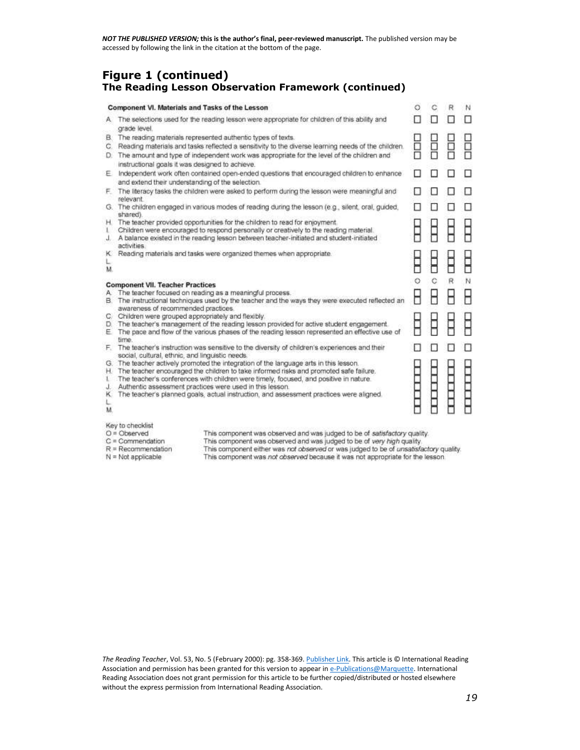*NOT THE PUBLISHED VERSION;* **this is the author's final, peer-reviewed manuscript.** The published version may be accessed by following the link in the citation at the bottom of the page.

## Figure 1 (continued)
### The Reading Lesson Observation Framework (continued)

| Component VI. Materials and Tasks of the Lesson | O | C | R | N |
|---|---|---|---|---|
| A. The selections used for the reading lesson were appropriate for children of this ability and grade level. | ☐ | ☐ | ☐ | ☐ |
| B. The reading materials represented authentic types of texts. | ☐ | ☐ | ☐ | ☐ |
| C. Reading materials and tasks reflected a sensitivity to the diverse learning needs of the children. | ☐ | ☐ | ☐ | ☐ |
| D. The amount and type of independent work was appropriate for the level of the children and instructional goals it was designed to achieve. | ☐ | ☐ | ☐ | ☐ |
| E. Independent work often contained open-ended questions that encouraged children to enhance and extend their understanding of the selection. | ☐ | ☐ | ☐ | ☐ |
| F. The literacy tasks the children were asked to perform during the lesson were meaningful and relevant. | ☐ | ☐ | ☐ | ☐ |
| G. The children engaged in various modes of reading during the lesson (e.g., silent, oral, guided, shared). | ☐ | ☐ | ☐ | ☐ |
| H. The teacher provided opportunities for the children to read for enjoyment. | ☐ | ☐ | ☐ | ☐ |
| I. Children were encouraged to respond personally or creatively to the reading material. | ☐ | ☐ | ☐ | ☐ |
| J. A balance existed in the reading lesson between teacher-initiated and student-initiated activities. | ☐ | ☐ | ☐ | ☐ |
| K. Reading materials and tasks were organized themes when appropriate. | ☐ | ☐ | ☐ | ☐ |
| L. | ☐ | ☐ | ☐ | ☐ |
| M. | ☐ | ☐ | ☐ | ☐ |

| Component VII. Teacher Practices | O | C | R | N |
|---|---|---|---|---|
| A. The teacher focused on reading as a meaningful process. | ☐ | ☐ | ☐ | ☐ |
| B. The instructional techniques used by the teacher and the ways they were executed reflected an awareness of recommended practices. | ☐ | ☐ | ☐ | ☐ |
| C. Children were grouped appropriately and flexibly. | ☐ | ☐ | ☐ | ☐ |
| D. The teacher's management of the reading lesson provided for active student engagement. | ☐ | ☐ | ☐ | ☐ |
| E. The pace and flow of the various phases of the reading lesson represented an effective use of time. | ☐ | ☐ | ☐ | ☐ |
| F. The teacher's instruction was sensitive to the diversity of children's experiences and their social, cultural, ethnic, and linguistic needs. | ☐ | ☐ | ☐ | ☐ |
| G. The teacher actively promoted the integration of the language arts in this lesson. | ☐ | ☐ | ☐ | ☐ |
| H. The teacher encouraged the children to take informed risks and promoted safe failure. | ☐ | ☐ | ☐ | ☐ |
| I. The teacher's conferences with children were timely, focused, and positive in nature. | ☐ | ☐ | ☐ | ☐ |
| J. Authentic assessment practices were used in this lesson. | ☐ | ☐ | ☐ | ☐ |
| K. The teacher's planned goals, actual instruction, and assessment practices were aligned. | ☐ | ☐ | ☐ | ☐ |
| L. | ☐ | ☐ | ☐ | ☐ |
| M. | ☐ | ☐ | ☐ | ☐ |

Key to checklist

| | |
|---|---|
| O = Observed | This component was observed and was judged to be of *satisfactory* quality. |
| C = Commendation | This component was observed and was judged to be of *very high* quality. |
| R = Recommendation | This component either was *not observed* or was judged to be of *unsatisfactory* quality. |
| N = Not applicable | This component was *not observed* because it was not appropriate for the lesson. |

*The Reading Teacher*, Vol. 53, No. 5 (February 2000): pg. 358-369. Publisher Link. This article is © International Reading Association and permission has been granted for this version to appear in e-Publications@Marquette. International Reading Association does not grant permission for this article to be further copied/distributed or hosted elsewhere without the express permission from International Reading Association.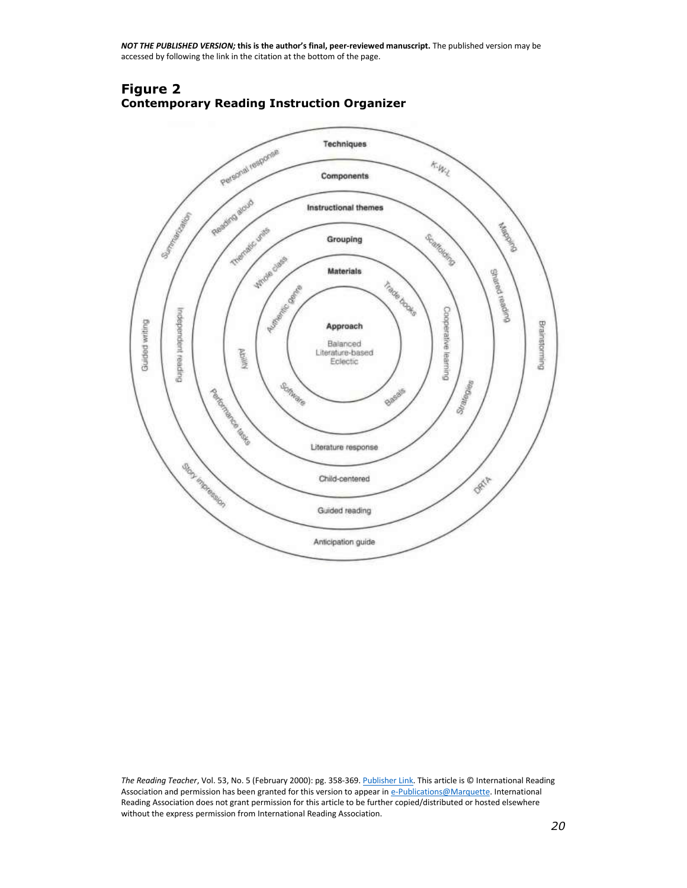**NOT THE PUBLISHED VERSION; this is the author's final, peer-reviewed manuscript.** The published version may be accessed by following the link in the citation at the bottom of the page.

## Figure 2
**Contemporary Reading Instruction Organizer**

Techniques
Components
Instructional themes
Grouping
Materials
Approach
Balanced
Literature-based
Eclectic

Personal response
K-W-L
Mapping
Brainstorming
DRTA
Anticipation guide
Story impression
Guided writing
Summarization

Reading aloud
Shared reading
Guided reading
Independent reading

Thematic units
Scaffolding
Strategies
Child-centered
Performance tasks

Whole class
Cooperative learning
Literature response
Ability

Authentic genre
Trade books
Basals
Software

*The Reading Teacher*, Vol. 53, No. 5 (February 2000): pg. 358-369. Publisher Link. This article is © International Reading Association and permission has been granted for this version to appear in e-Publications@Marquette. International Reading Association does not grant permission for this article to be further copied/distributed or hosted elsewhere without the express permission from International Reading Association.